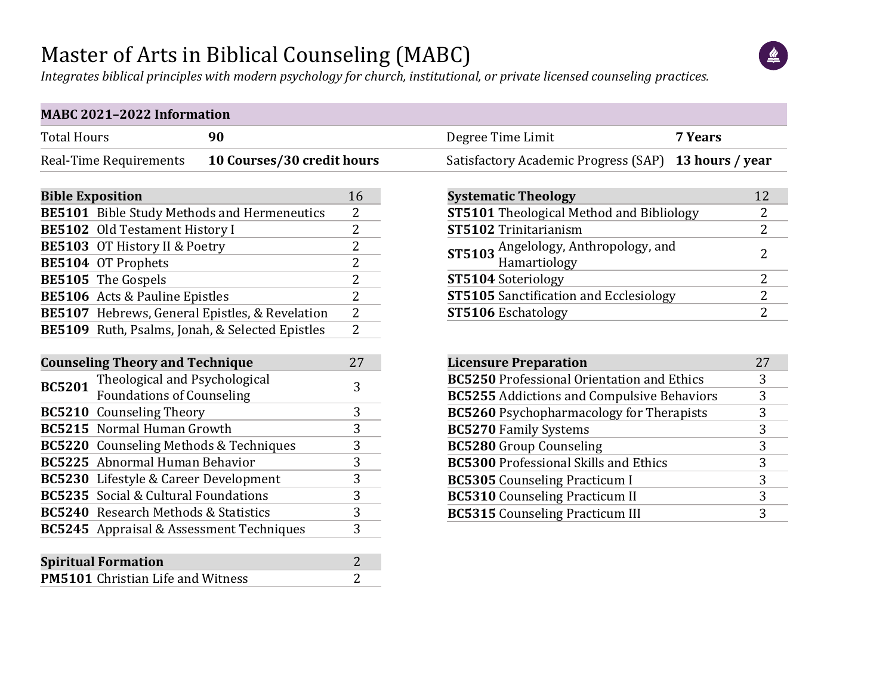# Master of Arts in Biblical Counseling (MABC)

*Integrates biblical principles with modern psychology for church, institutional, or private licensed counseling practices.*

| MABC 2021–2022 Information | | | |
|---|---|---|---|
| Total Hours | **90** | Degree Time Limit | **7 Years** |
| Real-Time Requirements | **10 Courses/30 credit hours** | Satisfactory Academic Progress (SAP) | **13 hours / year** |

| **Bible Exposition** | | 16 |
|---|---|---|
| **BE5101** | Bible Study Methods and Hermeneutics | 2 |
| **BE5102** | Old Testament History I | 2 |
| **BE5103** | OT History II & Poetry | 2 |
| **BE5104** | OT Prophets | 2 |
| **BE5105** | The Gospels | 2 |
| **BE5106** | Acts & Pauline Epistles | 2 |
| **BE5107** | Hebrews, General Epistles, & Revelation | 2 |
| **BE5109** | Ruth, Psalms, Jonah, & Selected Epistles | 2 |

| **Counseling Theory and Technique** | | 27 |
|---|---|---|
| **BC5201** | Theological and Psychological Foundations of Counseling | 3 |
| **BC5210** | Counseling Theory | 3 |
| **BC5215** | Normal Human Growth | 3 |
| **BC5220** | Counseling Methods & Techniques | 3 |
| **BC5225** | Abnormal Human Behavior | 3 |
| **BC5230** | Lifestyle & Career Development | 3 |
| **BC5235** | Social & Cultural Foundations | 3 |
| **BC5240** | Research Methods & Statistics | 3 |
| **BC5245** | Appraisal & Assessment Techniques | 3 |

| **Spiritual Formation** | | 2 |
|---|---|---|
| **PM5101** | Christian Life and Witness | 2 |

| **Systematic Theology** | | 12 |
|---|---|---|
| **ST5101** | Theological Method and Bibliology | 2 |
| **ST5102** | Trinitarianism | 2 |
| **ST5103** | Angelology, Anthropology, and Hamartiology | 2 |
| **ST5104** | Soteriology | 2 |
| **ST5105** | Sanctification and Ecclesiology | 2 |
| **ST5106** | Eschatology | 2 |

| **Licensure Preparation** | | 27 |
|---|---|---|
| **BC5250** | Professional Orientation and Ethics | 3 |
| **BC5255** | Addictions and Compulsive Behaviors | 3 |
| **BC5260** | Psychopharmacology for Therapists | 3 |
| **BC5270** | Family Systems | 3 |
| **BC5280** | Group Counseling | 3 |
| **BC5300** | Professional Skills and Ethics | 3 |
| **BC5305** | Counseling Practicum I | 3 |
| **BC5310** | Counseling Practicum II | 3 |
| **BC5315** | Counseling Practicum III | 3 |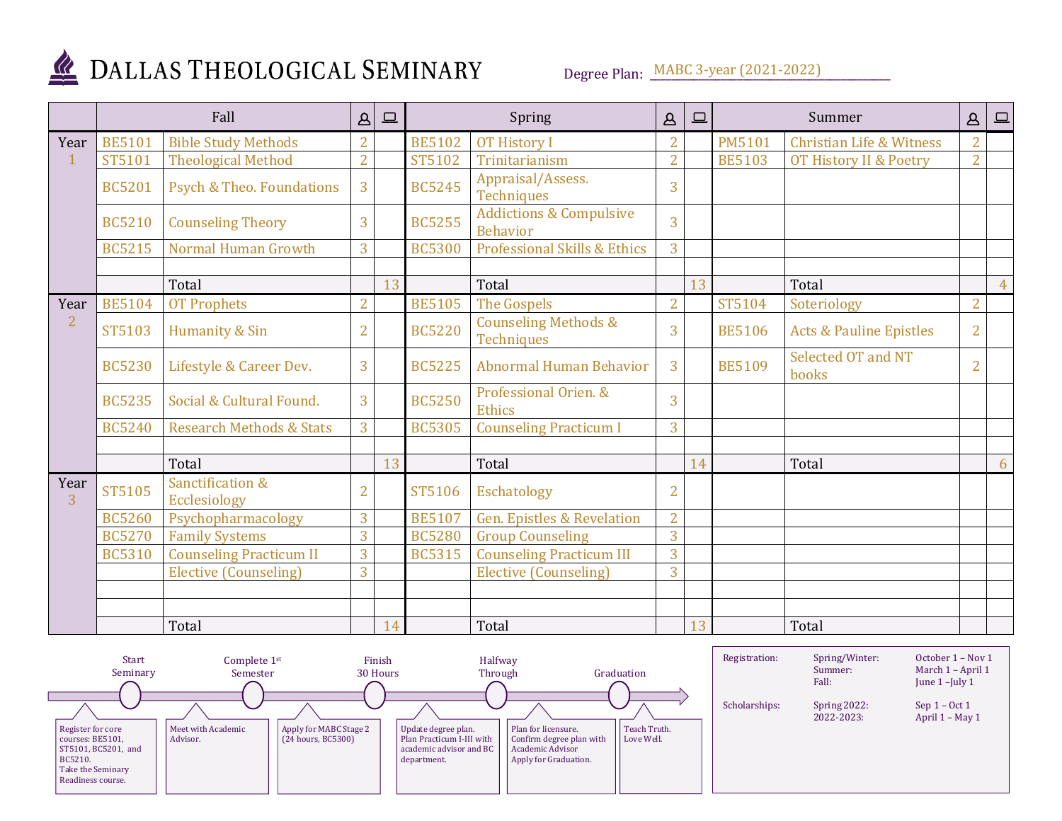# Dallas Theological Seminary

Degree Plan: MABC 3-year (2021-2022)

| | Fall | | In-person | Online | Spring | | In-person | Online | Summer | | In-person | Online |
|---|---|---|---|---|---|---|---|---|---|---|---|---|
| Year 1 | BE5101 | Bible Study Methods | 2 | | BE5102 | OT History I | 2 | | PM5101 | Christian Life & Witness | 2 | |
| | ST5101 | Theological Method | 2 | | ST5102 | Trinitarianism | 2 | | BE5103 | OT History II & Poetry | 2 | |
| | BC5201 | Psych & Theo. Foundations | 3 | | BC5245 | Appraisal/Assess. Techniques | 3 | | | | | |
| | BC5210 | Counseling Theory | 3 | | BC5255 | Addictions & Compulsive Behavior | 3 | | | | | |
| | BC5215 | Normal Human Growth | 3 | | BC5300 | Professional Skills & Ethics | 3 | | | | | |
| | | | | | | | | | | | | |
| | | Total | | 13 | | Total | | 13 | | Total | | 4 |
| Year 2 | BE5104 | OT Prophets | 2 | | BE5105 | The Gospels | 2 | | ST5104 | Soteriology | 2 | |
| | ST5103 | Humanity & Sin | 2 | | BC5220 | Counseling Methods & Techniques | 3 | | BE5106 | Acts & Pauline Epistles | 2 | |
| | BC5230 | Lifestyle & Career Dev. | 3 | | BC5225 | Abnormal Human Behavior | 3 | | BE5109 | Selected OT and NT books | 2 | |
| | BC5235 | Social & Cultural Found. | 3 | | BC5250 | Professional Orien. & Ethics | 3 | | | | | |
| | BC5240 | Research Methods & Stats | 3 | | BC5305 | Counseling Practicum I | 3 | | | | | |
| | | | | | | | | | | | | |
| | | Total | | 13 | | Total | | 14 | | Total | | 6 |
| Year 3 | ST5105 | Sanctification & Ecclesiology | 2 | | ST5106 | Eschatology | 2 | | | | | |
| | BC5260 | Psychopharmacology | 3 | | BE5107 | Gen. Epistles & Revelation | 2 | | | | | |
| | BC5270 | Family Systems | 3 | | BC5280 | Group Counseling | 3 | | | | | |
| | BC5310 | Counseling Practicum II | 3 | | BC5315 | Counseling Practicum III | 3 | | | | | |
| | | Elective (Counseling) | 3 | | | Elective (Counseling) | 3 | | | | | |
| | | | | | | | | | | | | |
| | | | | | | | | | | | | |
| | | Total | | 14 | | Total | | 13 | | Total | | |

**Start Seminary** — Register for core courses: BE5101, ST5101, BC5201, and BC5210. Take the Seminary Readiness course.

**Complete 1st Semester** — Meet with Academic Advisor.

**Finish 30 Hours** — Apply for MABC Stage 2 (24 hours, BC5300)

**Halfway Through** — Update degree plan. Plan Practicum I-III with academic advisor and BC department.

Plan for licensure. Confirm degree plan with Academic Advisor. Apply for Graduation.

**Graduation** — Teach Truth. Love Well.

| | | |
|---|---|---|
| Registration: | Spring/Winter: | October 1 – Nov 1 |
| | Summer: | March 1 – April 1 |
| | Fall: | June 1 – July 1 |
| Scholarships: | Spring 2022: | Sep 1 – Oct 1 |
| | 2022-2023: | April 1 – May 1 |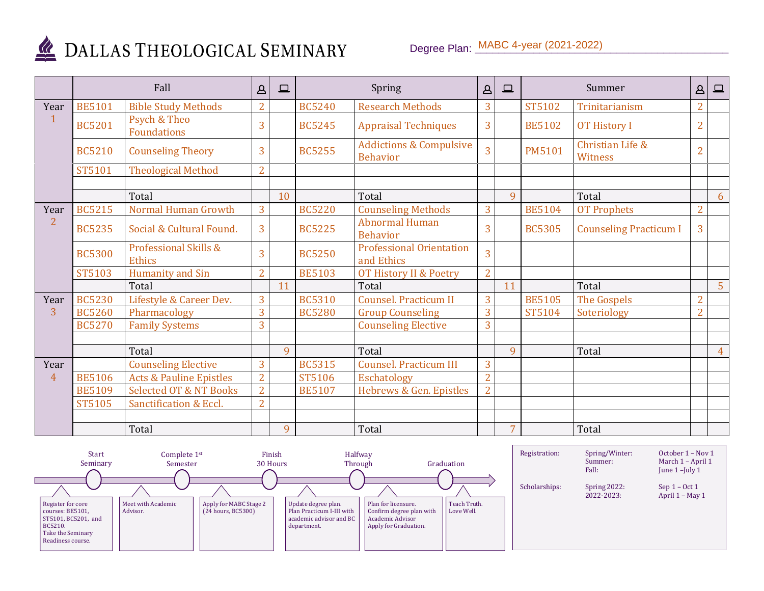# DALLAS THEOLOGICAL SEMINARY

Degree Plan: MABC 4-year (2021-2022)

| | Fall | | In person | Online | Spring | | In person | Online | Summer | | In person | Online |
|---|---|---|---|---|---|---|---|---|---|---|---|---|
| Year 1 | BE5101 | Bible Study Methods | 2 | | BC5240 | Research Methods | 3 | | ST5102 | Trinitarianism | 2 | |
| | BC5201 | Psych & Theo Foundations | 3 | | BC5245 | Appraisal Techniques | 3 | | BE5102 | OT History I | 2 | |
| | BC5210 | Counseling Theory | 3 | | BC5255 | Addictions & Compulsive Behavior | 3 | | PM5101 | Christian Life & Witness | 2 | |
| | ST5101 | Theological Method | 2 | | | | | | | | | |
| | | | | | | | | | | | | |
| | | Total | | 10 | | Total | | 9 | | Total | | 6 |
| Year 2 | BC5215 | Normal Human Growth | 3 | | BC5220 | Counseling Methods | 3 | | BE5104 | OT Prophets | 2 | |
| | BC5235 | Social & Cultural Found. | 3 | | BC5225 | Abnormal Human Behavior | 3 | | BC5305 | Counseling Practicum I | 3 | |
| | BC5300 | Professional Skills & Ethics | 3 | | BC5250 | Professional Orientation and Ethics | 3 | | | | | |
| | ST5103 | Humanity and Sin | 2 | | BE5103 | OT History II & Poetry | 2 | | | | | |
| | | Total | | 11 | | Total | | 11 | | Total | | 5 |
| Year 3 | BC5230 | Lifestyle & Career Dev. | 3 | | BC5310 | Counsel. Practicum II | 3 | | BE5105 | The Gospels | 2 | |
| | BC5260 | Pharmacology | 3 | | BC5280 | Group Counseling | 3 | | ST5104 | Soteriology | 2 | |
| | BC5270 | Family Systems | 3 | | | Counseling Elective | 3 | | | | | |
| | | | | | | | | | | | | |
| | | Total | | 9 | | Total | | 9 | | Total | | 4 |
| Year 4 | | Counseling Elective | 3 | | BC5315 | Counsel. Practicum III | 3 | | | | | |
| | BE5106 | Acts & Pauline Epistles | 2 | | ST5106 | Eschatology | 2 | | | | | |
| | BE5109 | Selected OT & NT Books | 2 | | BE5107 | Hebrews & Gen. Epistles | 2 | | | | | |
| | ST5105 | Sanctification & Eccl. | 2 | | | | | | | | | |
| | | | | | | | | | | | | |
| | | Total | | 9 | | Total | | 7 | | Total | | |

**Start Seminary:** Register for core courses: BE5101, ST5101, BC5201, and BC5210. Take the Seminary Readiness course.

**Complete 1st Semester:** Meet with Academic Advisor.

**Finish 30 Hours:** Apply for MABC Stage 2 (24 hours, BC5300)

**Halfway Through:** Update degree plan. Plan Practicum I-III with academic advisor and BC department.

**Graduation:** Plan for licensure. Confirm degree plan with Academic Advisor. Apply for Graduation.

Teach Truth. Love Well.

| | | |
|---|---|---|
| Registration: | Spring/Winter: | October 1 – Nov 1 |
| | Summer: | March 1 – April 1 |
| | Fall: | June 1 –July 1 |
| Scholarships: | Spring 2022: | Sep 1 – Oct 1 |
| | 2022-2023: | April 1 – May 1 |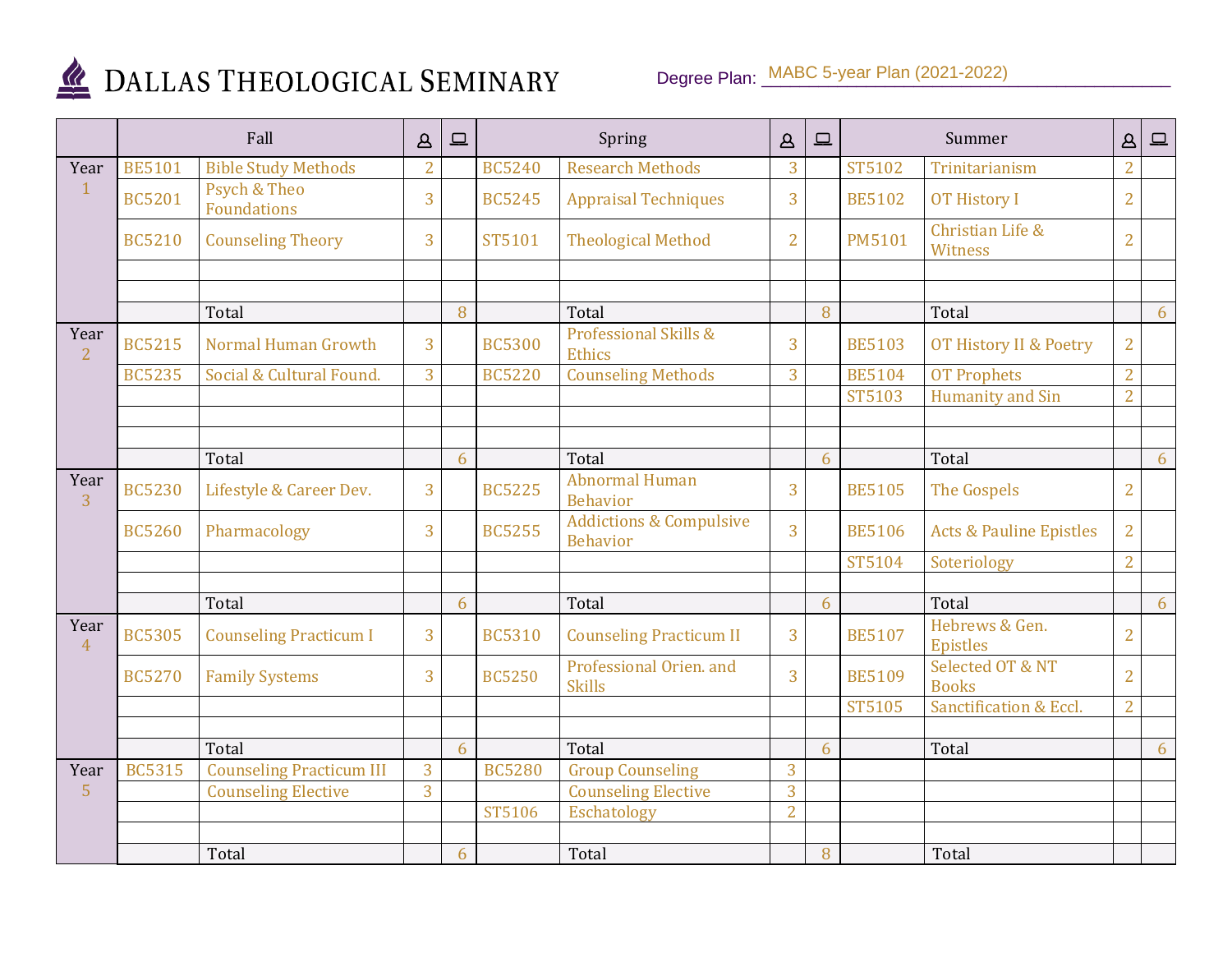# DALLAS THEOLOGICAL SEMINARY

Degree Plan: MABC 5-year Plan (2021-2022)

| | Fall | | In-person | Online | Spring | | In-person | Online | Summer | | In-person | Online |
|---|---|---|---|---|---|---|---|---|---|---|---|---|
| Year 1 | BE5101 | Bible Study Methods | 2 | | BC5240 | Research Methods | 3 | | ST5102 | Trinitarianism | 2 | |
| | BC5201 | Psych & Theo Foundations | 3 | | BC5245 | Appraisal Techniques | 3 | | BE5102 | OT History I | 2 | |
| | BC5210 | Counseling Theory | 3 | | ST5101 | Theological Method | 2 | | PM5101 | Christian Life & Witness | 2 | |
| | | | | | | | | | | | | |
| | | | | | | | | | | | | |
| | | Total | | 8 | | Total | | 8 | | Total | | 6 |
| Year 2 | BC5215 | Normal Human Growth | 3 | | BC5300 | Professional Skills & Ethics | 3 | | BE5103 | OT History II & Poetry | 2 | |
| | BC5235 | Social & Cultural Found. | 3 | | BC5220 | Counseling Methods | 3 | | BE5104 | OT Prophets | 2 | |
| | | | | | | | | | ST5103 | Humanity and Sin | 2 | |
| | | | | | | | | | | | | |
| | | | | | | | | | | | | |
| | | Total | | 6 | | Total | | 6 | | Total | | 6 |
| Year 3 | BC5230 | Lifestyle & Career Dev. | 3 | | BC5225 | Abnormal Human Behavior | 3 | | BE5105 | The Gospels | 2 | |
| | BC5260 | Pharmacology | 3 | | BC5255 | Addictions & Compulsive Behavior | 3 | | BE5106 | Acts & Pauline Epistles | 2 | |
| | | | | | | | | | ST5104 | Soteriology | 2 | |
| | | | | | | | | | | | | |
| | | Total | | 6 | | Total | | 6 | | Total | | 6 |
| Year 4 | BC5305 | Counseling Practicum I | 3 | | BC5310 | Counseling Practicum II | 3 | | BE5107 | Hebrews & Gen. Epistles | 2 | |
| | BC5270 | Family Systems | 3 | | BC5250 | Professional Orien. and Skills | 3 | | BE5109 | Selected OT & NT Books | 2 | |
| | | | | | | | | | ST5105 | Sanctification & Eccl. | 2 | |
| | | | | | | | | | | | | |
| | | Total | | 6 | | Total | | 6 | | Total | | 6 |
| Year 5 | BC5315 | Counseling Practicum III | 3 | | BC5280 | Group Counseling | 3 | | | | | |
| | | Counseling Elective | 3 | | | Counseling Elective | 3 | | | | | |
| | | | | | ST5106 | Eschatology | 2 | | | | | |
| | | | | | | | | | | | | |
| | | Total | | 6 | | Total | | 8 | | Total | | |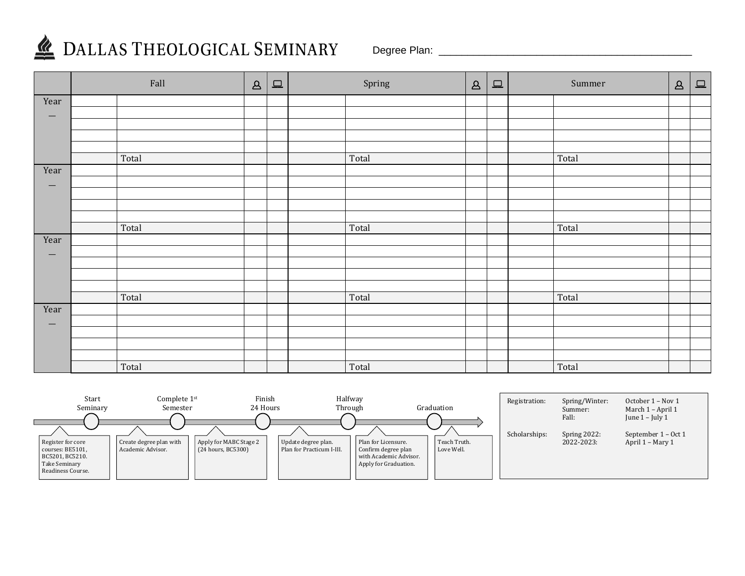# DALLAS THEOLOGICAL SEMINARY

Degree Plan: ____________________________________________

| | Fall | | 👤 | 💻 | Spring | | 👤 | 💻 | Summer | | 👤 | 💻 |
|---|---|---|---|---|---|---|---|---|---|---|---|---|
| Year __ | | | | | | | | | | | | |
| | | | | | | | | | | | | |
| | | | | | | | | | | | | |
| | | | | | | | | | | | | |
| | | | | | | | | | | | | |
| | | Total | | | | Total | | | | Total | | |
| Year __ | | | | | | | | | | | | |
| | | | | | | | | | | | | |
| | | | | | | | | | | | | |
| | | | | | | | | | | | | |
| | | | | | | | | | | | | |
| | | Total | | | | Total | | | | Total | | |
| Year __ | | | | | | | | | | | | |
| | | | | | | | | | | | | |
| | | | | | | | | | | | | |
| | | | | | | | | | | | | |
| | | | | | | | | | | | | |
| | | Total | | | | Total | | | | Total | | |
| Year __ | | | | | | | | | | | | |
| | | | | | | | | | | | | |
| | | | | | | | | | | | | |
| | | | | | | | | | | | | |
| | | | | | | | | | | | | |
| | | Total | | | | Total | | | | Total | | |

Start Seminary

Complete 1st Semester

Finish 24 Hours

Halfway Through

Graduation

- Register for core courses: BE5101, BC5201, BC5210. Take Seminary Readiness Course.
- Create degree plan with Academic Advisor.
- Apply for MABC Stage 2 (24 hours, BC5300)
- Update degree plan. Plan for Practicum I-III.
- Plan for Licensure. Confirm degree plan with Academic Advisor. Apply for Graduation.
- Teach Truth. Love Well.

| | | |
|---|---|---|
| Registration: | Spring/Winter: | October 1 – Nov 1 |
| | Summer: | March 1 – April 1 |
| | Fall: | June 1 – July 1 |
| Scholarships: | Spring 2022: | September 1 – Oct 1 |
| | 2022-2023: | April 1 – Mary 1 |